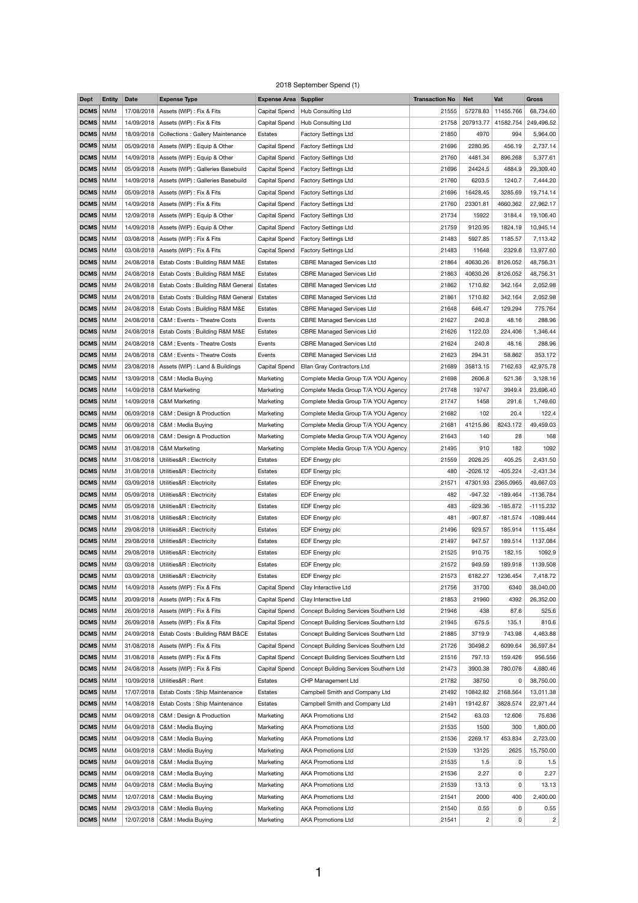2018 September Spend (1)

| Dept | Entity | Date | Expense Type | Expense Area | Supplier | Transaction No | Net | Vat | Gross |
|---|---|---|---|---|---|---|---|---|---|
| **DCMS** | NMM | 17/08/2018 | Assets (WIP) : Fix & Fits | Capital Spend | Hub Consulting Ltd | 21555 | 57278.83 | 11455.766 | 68,734.60 |
| **DCMS** | NMM | 14/09/2018 | Assets (WIP) : Fix & Fits | Capital Spend | Hub Consulting Ltd | 21758 | 207913.77 | 41582.754 | 249,496.52 |
| **DCMS** | NMM | 18/09/2018 | Collections : Gallery Maintenance | Estates | Factory Settings Ltd | 21850 | 4970 | 994 | 5,964.00 |
| **DCMS** | NMM | 05/09/2018 | Assets (WIP) : Equip & Other | Capital Spend | Factory Settings Ltd | 21696 | 2280.95 | 456.19 | 2,737.14 |
| **DCMS** | NMM | 14/09/2018 | Assets (WIP) : Equip & Other | Capital Spend | Factory Settings Ltd | 21760 | 4481.34 | 896.268 | 5,377.61 |
| **DCMS** | NMM | 05/09/2018 | Assets (WIP) : Galleries Basebuild | Capital Spend | Factory Settings Ltd | 21696 | 24424.5 | 4884.9 | 29,309.40 |
| **DCMS** | NMM | 14/09/2018 | Assets (WIP) : Galleries Basebuild | Capital Spend | Factory Settings Ltd | 21760 | 6203.5 | 1240.7 | 7,444.20 |
| **DCMS** | NMM | 05/09/2018 | Assets (WIP) : Fix & Fits | Capital Spend | Factory Settings Ltd | 21696 | 16428.45 | 3285.69 | 19,714.14 |
| **DCMS** | NMM | 14/09/2018 | Assets (WIP) : Fix & Fits | Capital Spend | Factory Settings Ltd | 21760 | 23301.81 | 4660.362 | 27,962.17 |
| **DCMS** | NMM | 12/09/2018 | Assets (WIP) : Equip & Other | Capital Spend | Factory Settings Ltd | 21734 | 15922 | 3184.4 | 19,106.40 |
| **DCMS** | NMM | 14/09/2018 | Assets (WIP) : Equip & Other | Capital Spend | Factory Settings Ltd | 21759 | 9120.95 | 1824.19 | 10,945.14 |
| **DCMS** | NMM | 03/08/2018 | Assets (WIP) : Fix & Fits | Capital Spend | Factory Settings Ltd | 21483 | 5927.85 | 1185.57 | 7,113.42 |
| **DCMS** | NMM | 03/08/2018 | Assets (WIP) : Fix & Fits | Capital Spend | Factory Settings Ltd | 21483 | 11648 | 2329.6 | 13,977.60 |
| **DCMS** | NMM | 24/08/2018 | Estab Costs : Building R&M M&E | Estates | CBRE Managed Services Ltd | 21864 | 40630.26 | 8126.052 | 48,756.31 |
| **DCMS** | NMM | 24/08/2018 | Estab Costs : Building R&M M&E | Estates | CBRE Managed Services Ltd | 21863 | 40630.26 | 8126.052 | 48,756.31 |
| **DCMS** | NMM | 24/08/2018 | Estab Costs : Building R&M General | Estates | CBRE Managed Services Ltd | 21862 | 1710.82 | 342.164 | 2,052.98 |
| **DCMS** | NMM | 24/08/2018 | Estab Costs : Building R&M General | Estates | CBRE Managed Services Ltd | 21861 | 1710.82 | 342.164 | 2,052.98 |
| **DCMS** | NMM | 24/08/2018 | Estab Costs : Building R&M M&E | Estates | CBRE Managed Services Ltd | 21648 | 646.47 | 129.294 | 775.764 |
| **DCMS** | NMM | 24/08/2018 | C&M : Events - Theatre Costs | Events | CBRE Managed Services Ltd | 21627 | 240.8 | 48.16 | 288.96 |
| **DCMS** | NMM | 24/08/2018 | Estab Costs : Building R&M M&E | Estates | CBRE Managed Services Ltd | 21626 | 1122.03 | 224.406 | 1,346.44 |
| **DCMS** | NMM | 24/08/2018 | C&M : Events - Theatre Costs | Events | CBRE Managed Services Ltd | 21624 | 240.8 | 48.16 | 288.96 |
| **DCMS** | NMM | 24/08/2018 | C&M : Events - Theatre Costs | Events | CBRE Managed Services Ltd | 21623 | 294.31 | 58.862 | 353.172 |
| **DCMS** | NMM | 23/08/2018 | Assets (WIP) : Land & Buildings | Capital Spend | Ellan Gray Contractors Ltd | 21689 | 35813.15 | 7162.63 | 42,975.78 |
| **DCMS** | NMM | 13/09/2018 | C&M : Media Buying | Marketing | Complete Media Group T/A YOU Agency | 21698 | 2606.8 | 521.36 | 3,128.16 |
| **DCMS** | NMM | 14/09/2018 | C&M Marketing | Marketing | Complete Media Group T/A YOU Agency | 21748 | 19747 | 3949.4 | 23,696.40 |
| **DCMS** | NMM | 14/09/2018 | C&M Marketing | Marketing | Complete Media Group T/A YOU Agency | 21747 | 1458 | 291.6 | 1,749.60 |
| **DCMS** | NMM | 06/09/2018 | C&M : Design & Production | Marketing | Complete Media Group T/A YOU Agency | 21682 | 102 | 20.4 | 122.4 |
| **DCMS** | NMM | 06/09/2018 | C&M : Media Buying | Marketing | Complete Media Group T/A YOU Agency | 21681 | 41215.86 | 8243.172 | 49,459.03 |
| **DCMS** | NMM | 06/09/2018 | C&M : Design & Production | Marketing | Complete Media Group T/A YOU Agency | 21643 | 140 | 28 | 168 |
| **DCMS** | NMM | 31/08/2018 | C&M Marketing | Marketing | Complete Media Group T/A YOU Agency | 21495 | 910 | 182 | 1092 |
| **DCMS** | NMM | 31/08/2018 | Utilities&R : Electricity | Estates | EDF Energy plc | 21559 | 2026.25 | 405.25 | 2,431.50 |
| **DCMS** | NMM | 31/08/2018 | Utilities&R : Electricity | Estates | EDF Energy plc | 480 | -2026.12 | -405.224 | -2,431.34 |
| **DCMS** | NMM | 03/09/2018 | Utilities&R : Electricity | Estates | EDF Energy plc | 21571 | 47301.93 | 2365.0965 | 49,667.03 |
| **DCMS** | NMM | 05/09/2018 | Utilities&R : Electricity | Estates | EDF Energy plc | 482 | -947.32 | -189.464 | -1136.784 |
| **DCMS** | NMM | 05/09/2018 | Utilities&R : Electricity | Estates | EDF Energy plc | 483 | -929.36 | -185.872 | -1115.232 |
| **DCMS** | NMM | 31/08/2018 | Utilities&R : Electricity | Estates | EDF Energy plc | 481 | -907.87 | -181.574 | -1089.444 |
| **DCMS** | NMM | 29/08/2018 | Utilities&R : Electricity | Estates | EDF Energy plc | 21496 | 929.57 | 185.914 | 1115.484 |
| **DCMS** | NMM | 29/08/2018 | Utilities&R : Electricity | Estates | EDF Energy plc | 21497 | 947.57 | 189.514 | 1137.084 |
| **DCMS** | NMM | 29/08/2018 | Utilities&R : Electricity | Estates | EDF Energy plc | 21525 | 910.75 | 182.15 | 1092.9 |
| **DCMS** | NMM | 03/09/2018 | Utilities&R : Electricity | Estates | EDF Energy plc | 21572 | 949.59 | 189.918 | 1139.508 |
| **DCMS** | NMM | 03/09/2018 | Utilities&R : Electricity | Estates | EDF Energy plc | 21573 | 6182.27 | 1236.454 | 7,418.72 |
| **DCMS** | NMM | 14/09/2018 | Assets (WIP) : Fix & Fits | Capital Spend | Clay Interactive Ltd | 21756 | 31700 | 6340 | 38,040.00 |
| **DCMS** | NMM | 20/09/2018 | Assets (WIP) : Fix & Fits | Capital Spend | Clay Interactive Ltd | 21853 | 21960 | 4392 | 26,352.00 |
| **DCMS** | NMM | 26/09/2018 | Assets (WIP) : Fix & Fits | Capital Spend | Concept Building Services Southern Ltd | 21946 | 438 | 87.6 | 525.6 |
| **DCMS** | NMM | 26/09/2018 | Assets (WIP) : Fix & Fits | Capital Spend | Concept Building Services Southern Ltd | 21945 | 675.5 | 135.1 | 810.6 |
| **DCMS** | NMM | 24/09/2018 | Estab Costs : Building R&M B&CE | Estates | Concept Building Services Southern Ltd | 21885 | 3719.9 | 743.98 | 4,463.88 |
| **DCMS** | NMM | 31/08/2018 | Assets (WIP) : Fix & Fits | Capital Spend | Concept Building Services Southern Ltd | 21726 | 30498.2 | 6099.64 | 36,597.84 |
| **DCMS** | NMM | 31/08/2018 | Assets (WIP) : Fix & Fits | Capital Spend | Concept Building Services Southern Ltd | 21516 | 797.13 | 159.426 | 956.556 |
| **DCMS** | NMM | 24/08/2018 | Assets (WIP) : Fix & Fits | Capital Spend | Concept Building Services Southern Ltd | 21473 | 3900.38 | 780.076 | 4,680.46 |
| **DCMS** | NMM | 10/09/2018 | Utilities&R : Rent | Estates | CHP Management Ltd | 21782 | 38750 | 0 | 38,750.00 |
| **DCMS** | NMM | 17/07/2018 | Estab Costs : Ship Maintenance | Estates | Campbell Smith and Company Ltd | 21492 | 10842.82 | 2168.564 | 13,011.38 |
| **DCMS** | NMM | 14/08/2018 | Estab Costs : Ship Maintenance | Estates | Campbell Smith and Company Ltd | 21491 | 19142.87 | 3828.574 | 22,971.44 |
| **DCMS** | NMM | 04/09/2018 | C&M : Design & Production | Marketing | AKA Promotions Ltd | 21542 | 63.03 | 12.606 | 75.636 |
| **DCMS** | NMM | 04/09/2018 | C&M : Media Buying | Marketing | AKA Promotions Ltd | 21535 | 1500 | 300 | 1,800.00 |
| **DCMS** | NMM | 04/09/2018 | C&M : Media Buying | Marketing | AKA Promotions Ltd | 21536 | 2269.17 | 453.834 | 2,723.00 |
| **DCMS** | NMM | 04/09/2018 | C&M : Media Buying | Marketing | AKA Promotions Ltd | 21539 | 13125 | 2625 | 15,750.00 |
| **DCMS** | NMM | 04/09/2018 | C&M : Media Buying | Marketing | AKA Promotions Ltd | 21535 | 1.5 | 0 | 1.5 |
| **DCMS** | NMM | 04/09/2018 | C&M : Media Buying | Marketing | AKA Promotions Ltd | 21536 | 2.27 | 0 | 2.27 |
| **DCMS** | NMM | 04/09/2018 | C&M : Media Buying | Marketing | AKA Promotions Ltd | 21539 | 13.13 | 0 | 13.13 |
| **DCMS** | NMM | 12/07/2018 | C&M : Media Buying | Marketing | AKA Promotions Ltd | 21541 | 2000 | 400 | 2,400.00 |
| **DCMS** | NMM | 29/03/2018 | C&M : Media Buying | Marketing | AKA Promotions Ltd | 21540 | 0.55 | 0 | 0.55 |
| **DCMS** | NMM | 12/07/2018 | C&M : Media Buying | Marketing | AKA Promotions Ltd | 21541 | 2 | 0 | 2 |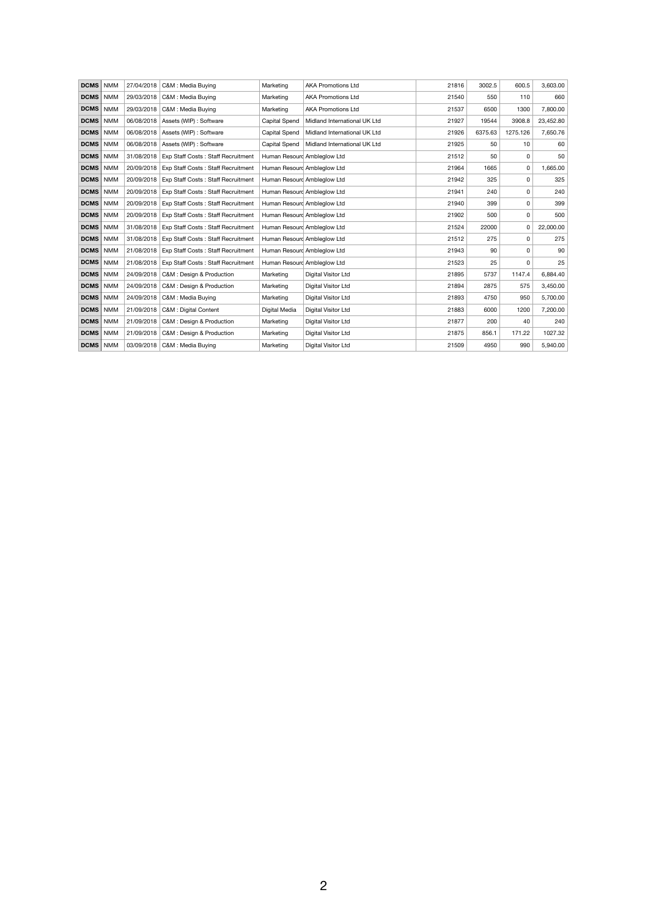| | | | | | | | | | |
|---|---|---|---|---|---|---|---|---|---|
| **DCMS** | NMM | 27/04/2018 | C&M : Media Buying | Marketing | AKA Promotions Ltd | 21816 | 3002.5 | 600.5 | 3,603.00 |
| **DCMS** | NMM | 29/03/2018 | C&M : Media Buying | Marketing | AKA Promotions Ltd | 21540 | 550 | 110 | 660 |
| **DCMS** | NMM | 29/03/2018 | C&M : Media Buying | Marketing | AKA Promotions Ltd | 21537 | 6500 | 1300 | 7,800.00 |
| **DCMS** | NMM | 06/08/2018 | Assets (WIP) : Software | Capital Spend | Midland International UK Ltd | 21927 | 19544 | 3908.8 | 23,452.80 |
| **DCMS** | NMM | 06/08/2018 | Assets (WIP) : Software | Capital Spend | Midland International UK Ltd | 21926 | 6375.63 | 1275.126 | 7,650.76 |
| **DCMS** | NMM | 06/08/2018 | Assets (WIP) : Software | Capital Spend | Midland International UK Ltd | 21925 | 50 | 10 | 60 |
| **DCMS** | NMM | 31/08/2018 | Exp Staff Costs : Staff Recruitment | Human Resourc | Ambleglow Ltd | 21512 | 50 | 0 | 50 |
| **DCMS** | NMM | 20/09/2018 | Exp Staff Costs : Staff Recruitment | Human Resourc | Ambleglow Ltd | 21964 | 1665 | 0 | 1,665.00 |
| **DCMS** | NMM | 20/09/2018 | Exp Staff Costs : Staff Recruitment | Human Resourc | Ambleglow Ltd | 21942 | 325 | 0 | 325 |
| **DCMS** | NMM | 20/09/2018 | Exp Staff Costs : Staff Recruitment | Human Resourc | Ambleglow Ltd | 21941 | 240 | 0 | 240 |
| **DCMS** | NMM | 20/09/2018 | Exp Staff Costs : Staff Recruitment | Human Resourc | Ambleglow Ltd | 21940 | 399 | 0 | 399 |
| **DCMS** | NMM | 20/09/2018 | Exp Staff Costs : Staff Recruitment | Human Resourc | Ambleglow Ltd | 21902 | 500 | 0 | 500 |
| **DCMS** | NMM | 31/08/2018 | Exp Staff Costs : Staff Recruitment | Human Resourc | Ambleglow Ltd | 21524 | 22000 | 0 | 22,000.00 |
| **DCMS** | NMM | 31/08/2018 | Exp Staff Costs : Staff Recruitment | Human Resourc | Ambleglow Ltd | 21512 | 275 | 0 | 275 |
| **DCMS** | NMM | 21/08/2018 | Exp Staff Costs : Staff Recruitment | Human Resourc | Ambleglow Ltd | 21943 | 90 | 0 | 90 |
| **DCMS** | NMM | 21/08/2018 | Exp Staff Costs : Staff Recruitment | Human Resourc | Ambleglow Ltd | 21523 | 25 | 0 | 25 |
| **DCMS** | NMM | 24/09/2018 | C&M : Design & Production | Marketing | Digital Visitor Ltd | 21895 | 5737 | 1147.4 | 6,884.40 |
| **DCMS** | NMM | 24/09/2018 | C&M : Design & Production | Marketing | Digital Visitor Ltd | 21894 | 2875 | 575 | 3,450.00 |
| **DCMS** | NMM | 24/09/2018 | C&M : Media Buying | Marketing | Digital Visitor Ltd | 21893 | 4750 | 950 | 5,700.00 |
| **DCMS** | NMM | 21/09/2018 | C&M : Digital Content | Digital Media | Digital Visitor Ltd | 21883 | 6000 | 1200 | 7,200.00 |
| **DCMS** | NMM | 21/09/2018 | C&M : Design & Production | Marketing | Digital Visitor Ltd | 21877 | 200 | 40 | 240 |
| **DCMS** | NMM | 21/09/2018 | C&M : Design & Production | Marketing | Digital Visitor Ltd | 21875 | 856.1 | 171.22 | 1027.32 |
| **DCMS** | NMM | 03/09/2018 | C&M : Media Buying | Marketing | Digital Visitor Ltd | 21509 | 4950 | 990 | 5,940.00 |